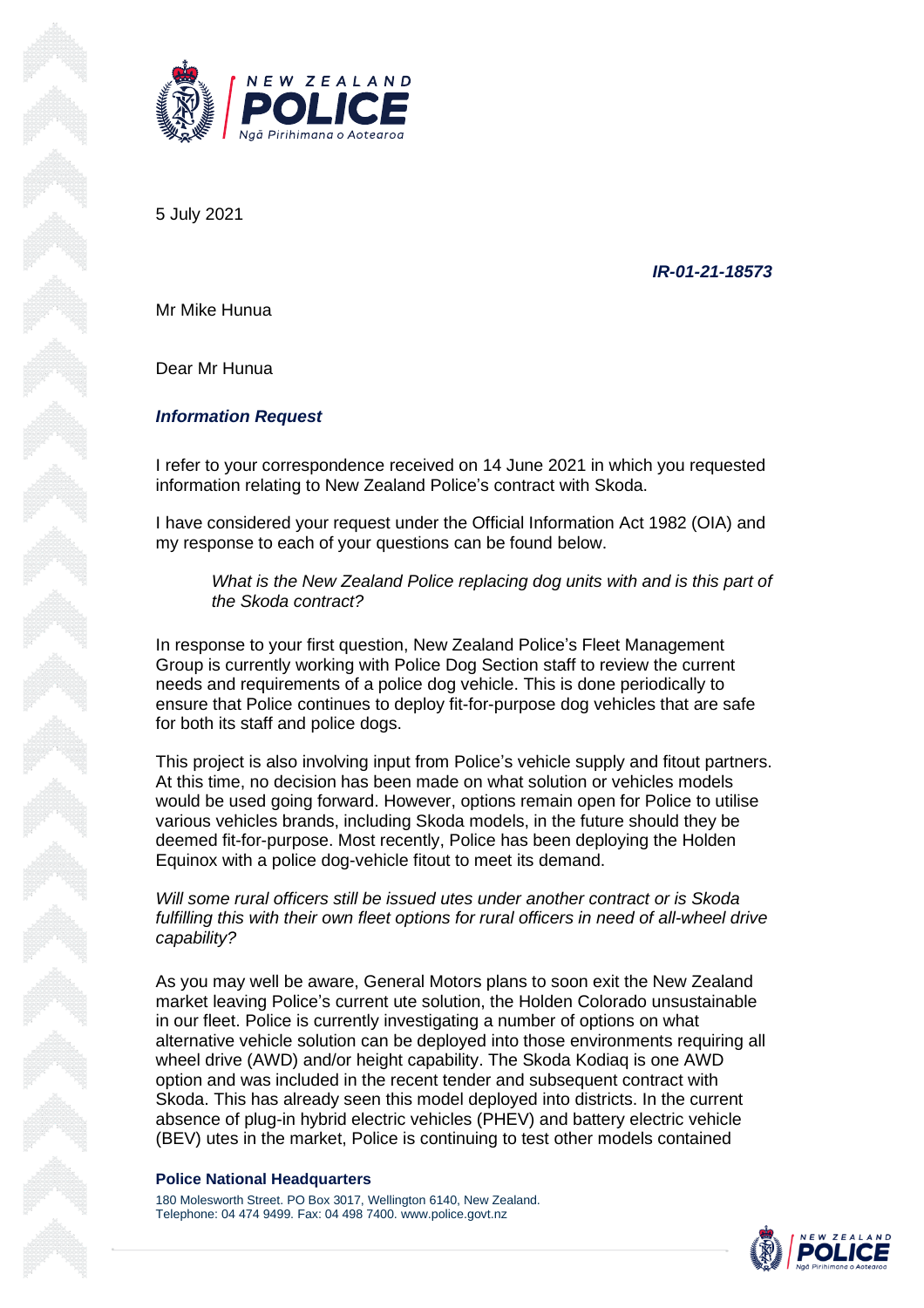5 July 2021

***IR-01-21-18573***

Mr Mike Hunua

Dear Mr Hunua

### *Information Request*

I refer to your correspondence received on 14 June 2021 in which you requested information relating to New Zealand Police's contract with Skoda.

I have considered your request under the Official Information Act 1982 (OIA) and my response to each of your questions can be found below.

> *What is the New Zealand Police replacing dog units with and is this part of the Skoda contract?*

In response to your first question, New Zealand Police's Fleet Management Group is currently working with Police Dog Section staff to review the current needs and requirements of a police dog vehicle. This is done periodically to ensure that Police continues to deploy fit-for-purpose dog vehicles that are safe for both its staff and police dogs.

This project is also involving input from Police's vehicle supply and fitout partners. At this time, no decision has been made on what solution or vehicles models would be used going forward. However, options remain open for Police to utilise various vehicles brands, including Skoda models, in the future should they be deemed fit-for-purpose. Most recently, Police has been deploying the Holden Equinox with a police dog-vehicle fitout to meet its demand.

*Will some rural officers still be issued utes under another contract or is Skoda fulfilling this with their own fleet options for rural officers in need of all-wheel drive capability?*

As you may well be aware, General Motors plans to soon exit the New Zealand market leaving Police's current ute solution, the Holden Colorado unsustainable in our fleet. Police is currently investigating a number of options on what alternative vehicle solution can be deployed into those environments requiring all wheel drive (AWD) and/or height capability. The Skoda Kodiaq is one AWD option and was included in the recent tender and subsequent contract with Skoda. This has already seen this model deployed into districts. In the current absence of plug-in hybrid electric vehicles (PHEV) and battery electric vehicle (BEV) utes in the market, Police is continuing to test other models contained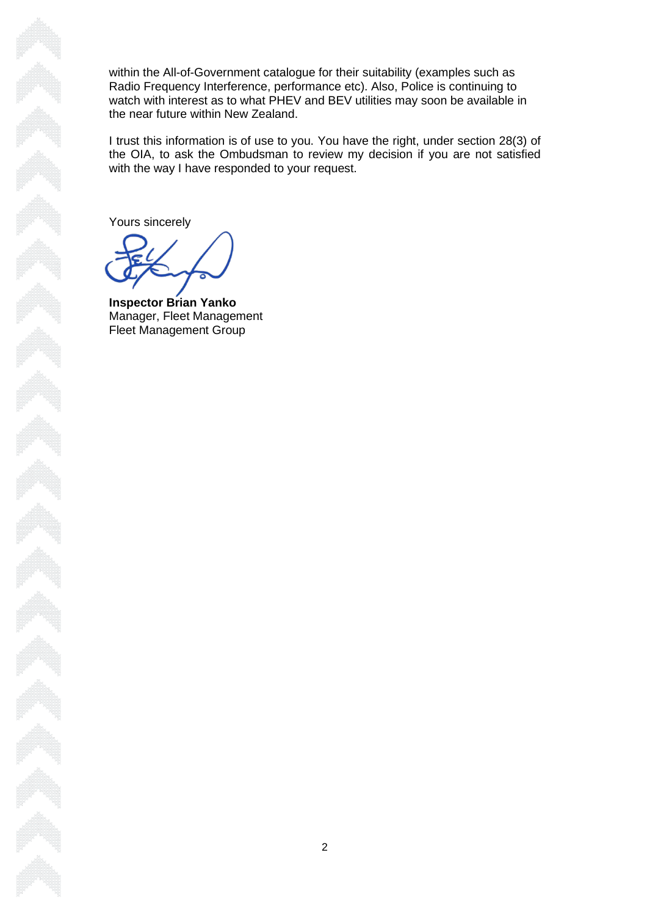within the All-of-Government catalogue for their suitability (examples such as Radio Frequency Interference, performance etc). Also, Police is continuing to watch with interest as to what PHEV and BEV utilities may soon be available in the near future within New Zealand.

I trust this information is of use to you. You have the right, under section 28(3) of the OIA, to ask the Ombudsman to review my decision if you are not satisfied with the way I have responded to your request.

Yours sincerely

**Inspector Brian Yanko**
Manager, Fleet Management
Fleet Management Group